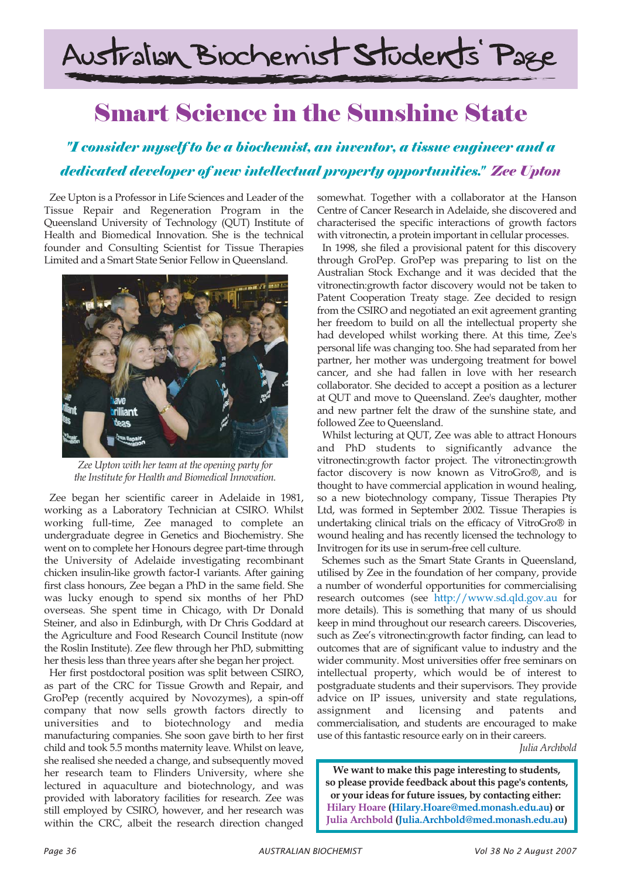# Australian Biochemist Students' Page

## Smart Science in the Sunshine State

***"I consider myself to be a biochemist, an inventor, a tissue engineer and a dedicated developer of new intellectual property opportunities." Zee Upton***

Zee Upton is a Professor in Life Sciences and Leader of the Tissue Repair and Regeneration Program in the Queensland University of Technology (QUT) Institute of Health and Biomedical Innovation. She is the technical founder and Consulting Scientist for Tissue Therapies Limited and a Smart State Senior Fellow in Queensland.

*Zee Upton with her team at the opening party for the Institute for Health and Biomedical Innovation.*

Zee began her scientific career in Adelaide in 1981, working as a Laboratory Technician at CSIRO. Whilst working full-time, Zee managed to complete an undergraduate degree in Genetics and Biochemistry. She went on to complete her Honours degree part-time through the University of Adelaide investigating recombinant chicken insulin-like growth factor-I variants. After gaining first class honours, Zee began a PhD in the same field. She was lucky enough to spend six months of her PhD overseas. She spent time in Chicago, with Dr Donald Steiner, and also in Edinburgh, with Dr Chris Goddard at the Agriculture and Food Research Council Institute (now the Roslin Institute). Zee flew through her PhD, submitting her thesis less than three years after she began her project.

Her first postdoctoral position was split between CSIRO, as part of the CRC for Tissue Growth and Repair, and GroPep (recently acquired by Novozymes), a spin-off company that now sells growth factors directly to universities and to biotechnology and media manufacturing companies. She soon gave birth to her first child and took 5.5 months maternity leave. Whilst on leave, she realised she needed a change, and subsequently moved her research team to Flinders University, where she lectured in aquaculture and biotechnology, and was provided with laboratory facilities for research. Zee was still employed by CSIRO, however, and her research was within the CRC, albeit the research direction changed somewhat. Together with a collaborator at the Hanson Centre of Cancer Research in Adelaide, she discovered and characterised the specific interactions of growth factors with vitronectin, a protein important in cellular processes.

In 1998, she filed a provisional patent for this discovery through GroPep. GroPep was preparing to list on the Australian Stock Exchange and it was decided that the vitronectin:growth factor discovery would not be taken to Patent Cooperation Treaty stage. Zee decided to resign from the CSIRO and negotiated an exit agreement granting her freedom to build on all the intellectual property she had developed whilst working there. At this time, Zee's personal life was changing too. She had separated from her partner, her mother was undergoing treatment for bowel cancer, and she had fallen in love with her research collaborator. She decided to accept a position as a lecturer at QUT and move to Queensland. Zee's daughter, mother and new partner felt the draw of the sunshine state, and followed Zee to Queensland.

Whilst lecturing at QUT, Zee was able to attract Honours and PhD students to significantly advance the vitronectin:growth factor project. The vitronectin:growth factor discovery is now known as VitroGro®, and is thought to have commercial application in wound healing, so a new biotechnology company, Tissue Therapies Pty Ltd, was formed in September 2002. Tissue Therapies is undertaking clinical trials on the efficacy of VitroGro® in wound healing and has recently licensed the technology to Invitrogen for its use in serum-free cell culture.

Schemes such as the Smart State Grants in Queensland, utilised by Zee in the foundation of her company, provide a number of wonderful opportunities for commercialising research outcomes (see http://www.sd.qld.gov.au for more details). This is something that many of us should keep in mind throughout our research careers. Discoveries, such as Zee's vitronectin:growth factor finding, can lead to outcomes that are of significant value to industry and the wider community. Most universities offer free seminars on intellectual property, which would be of interest to postgraduate students and their supervisors. They provide advice on IP issues, university and state regulations, assignment and licensing and patents and commercialisation, and students are encouraged to make use of this fantastic resource early on in their careers.

*Julia Archbold*

**We want to make this page interesting to students, so please provide feedback about this page's contents, or your ideas for future issues, by contacting either: Hilary Hoare (Hilary.Hoare@med.monash.edu.au) or Julia Archbold (Julia.Archbold@med.monash.edu.au)**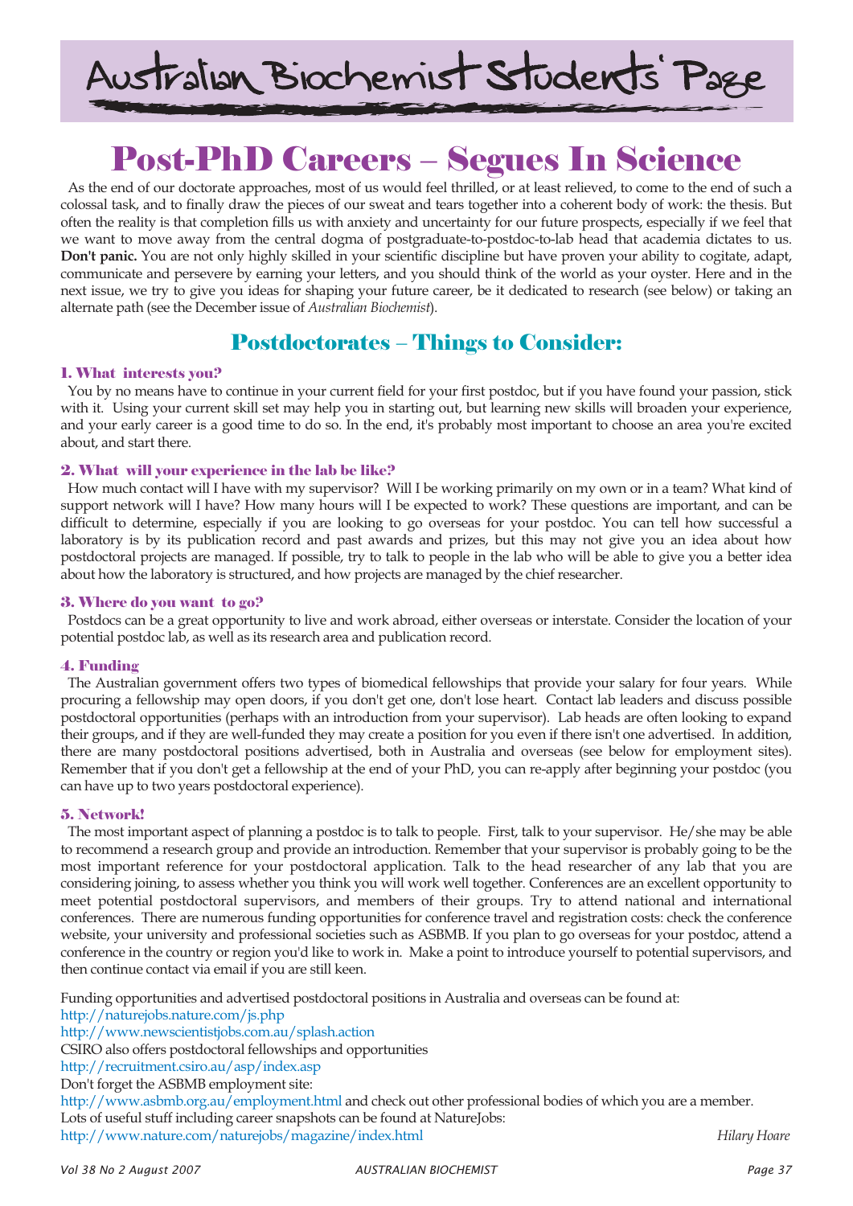# Australian Biochemist Students' Page

## Post-PhD Careers – Segues In Science

As the end of our doctorate approaches, most of us would feel thrilled, or at least relieved, to come to the end of such a colossal task, and to finally draw the pieces of our sweat and tears together into a coherent body of work: the thesis. But often the reality is that completion fills us with anxiety and uncertainty for our future prospects, especially if we feel that we want to move away from the central dogma of postgraduate-to-postdoc-to-lab head that academia dictates to us. **Don't panic.** You are not only highly skilled in your scientific discipline but have proven your ability to cogitate, adapt, communicate and persevere by earning your letters, and you should think of the world as your oyster. Here and in the next issue, we try to give you ideas for shaping your future career, be it dedicated to research (see below) or taking an alternate path (see the December issue of *Australian Biochemist*).

### Postdoctorates – Things to Consider:

#### 1. What interests you?

You by no means have to continue in your current field for your first postdoc, but if you have found your passion, stick with it. Using your current skill set may help you in starting out, but learning new skills will broaden your experience, and your early career is a good time to do so. In the end, it's probably most important to choose an area you're excited about, and start there.

#### 2. What will your experience in the lab be like?

How much contact will I have with my supervisor? Will I be working primarily on my own or in a team? What kind of support network will I have? How many hours will I be expected to work? These questions are important, and can be difficult to determine, especially if you are looking to go overseas for your postdoc. You can tell how successful a laboratory is by its publication record and past awards and prizes, but this may not give you an idea about how postdoctoral projects are managed. If possible, try to talk to people in the lab who will be able to give you a better idea about how the laboratory is structured, and how projects are managed by the chief researcher.

#### 3. Where do you want to go?

Postdocs can be a great opportunity to live and work abroad, either overseas or interstate. Consider the location of your potential postdoc lab, as well as its research area and publication record.

#### 4. Funding

The Australian government offers two types of biomedical fellowships that provide your salary for four years. While procuring a fellowship may open doors, if you don't get one, don't lose heart. Contact lab leaders and discuss possible postdoctoral opportunities (perhaps with an introduction from your supervisor). Lab heads are often looking to expand their groups, and if they are well-funded they may create a position for you even if there isn't one advertised. In addition, there are many postdoctoral positions advertised, both in Australia and overseas (see below for employment sites). Remember that if you don't get a fellowship at the end of your PhD, you can re-apply after beginning your postdoc (you can have up to two years postdoctoral experience).

#### 5. Network!

The most important aspect of planning a postdoc is to talk to people. First, talk to your supervisor. He/she may be able to recommend a research group and provide an introduction. Remember that your supervisor is probably going to be the most important reference for your postdoctoral application. Talk to the head researcher of any lab that you are considering joining, to assess whether you think you will work well together. Conferences are an excellent opportunity to meet potential postdoctoral supervisors, and members of their groups. Try to attend national and international conferences. There are numerous funding opportunities for conference travel and registration costs: check the conference website, your university and professional societies such as ASBMB. If you plan to go overseas for your postdoc, attend a conference in the country or region you'd like to work in. Make a point to introduce yourself to potential supervisors, and then continue contact via email if you are still keen.

Funding opportunities and advertised postdoctoral positions in Australia and overseas can be found at:
http://naturejobs.nature.com/js.php
http://www.newscientistjobs.com.au/splash.action
CSIRO also offers postdoctoral fellowships and opportunities
http://recruitment.csiro.au/asp/index.asp
Don't forget the ASBMB employment site:
http://www.asbmb.org.au/employment.html and check out other professional bodies of which you are a member.
Lots of useful stuff including career snapshots can be found at NatureJobs:
http://www.nature.com/naturejobs/magazine/index.html

*Hilary Hoare*